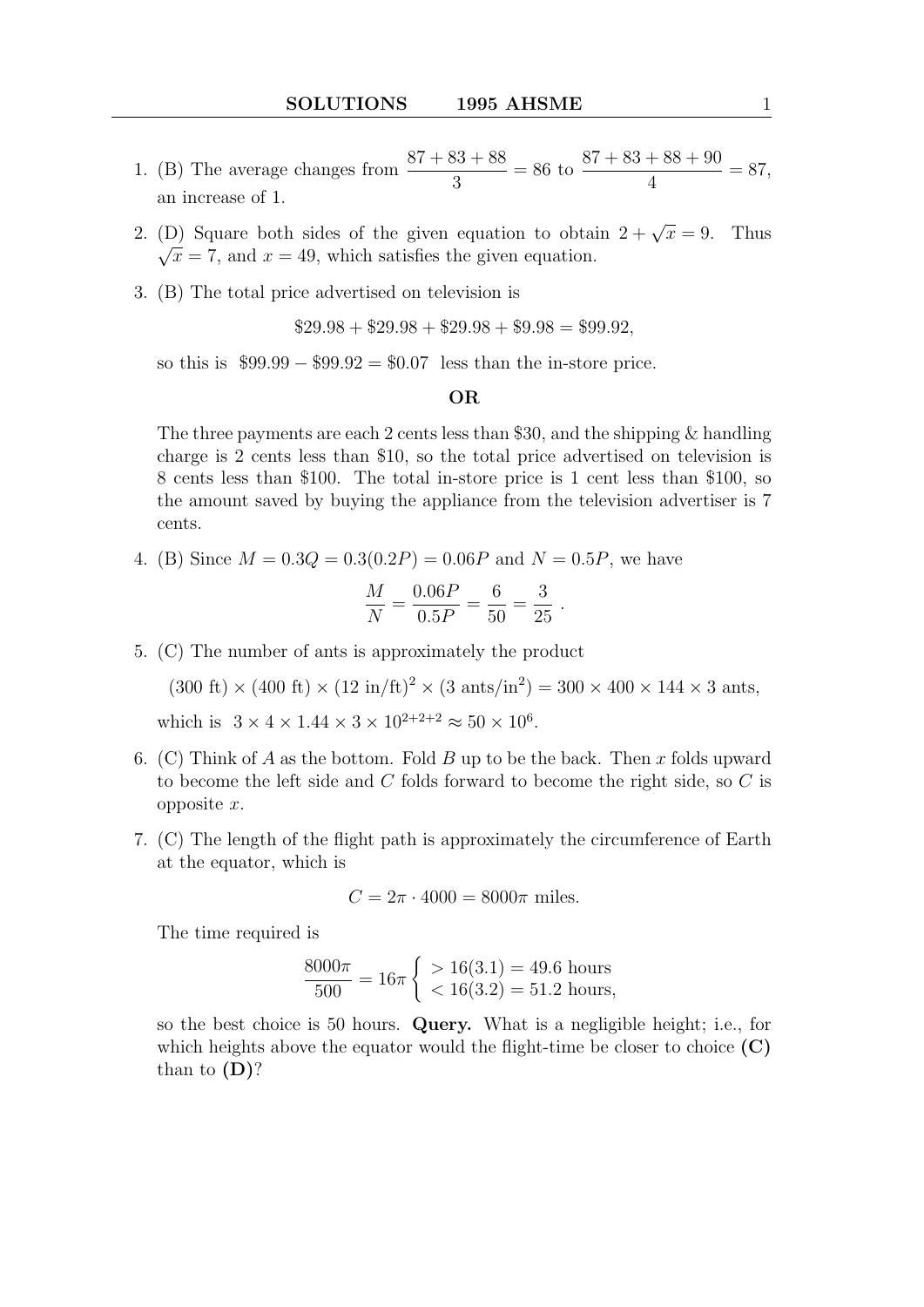1. (B) The average changes from $\dfrac{87+83+88}{3} = 86$ to $\dfrac{87+83+88+90}{4} = 87$, an increase of 1.

2. (D) Square both sides of the given equation to obtain $2 + \sqrt{x} = 9$. Thus $\sqrt{x} = 7$, and $x = 49$, which satisfies the given equation.

3. (B) The total price advertised on television is

$$\$29.98 + \$29.98 + \$29.98 + \$9.98 = \$99.92,$$

so this is $\$99.99 - \$99.92 = \$0.07$ less than the in-store price.

**OR**

The three payments are each 2 cents less than \$30, and the shipping & handling charge is 2 cents less than \$10, so the total price advertised on television is 8 cents less than \$100. The total in-store price is 1 cent less than \$100, so the amount saved by buying the appliance from the television advertiser is 7 cents.

4. (B) Since $M = 0.3Q = 0.3(0.2P) = 0.06P$ and $N = 0.5P$, we have

$$\frac{M}{N} = \frac{0.06P}{0.5P} = \frac{6}{50} = \frac{3}{25}\ .$$

5. (C) The number of ants is approximately the product

$$(300 \text{ ft}) \times (400 \text{ ft}) \times (12 \text{ in/ft})^2 \times (3 \text{ ants/in}^2) = 300 \times 400 \times 144 \times 3 \text{ ants},$$

which is $3 \times 4 \times 1.44 \times 3 \times 10^{2+2+2} \approx 50 \times 10^6$.

6. (C) Think of $A$ as the bottom. Fold $B$ up to be the back. Then $x$ folds upward to become the left side and $C$ folds forward to become the right side, so $C$ is opposite $x$.

7. (C) The length of the flight path is approximately the circumference of Earth at the equator, which is

$$C = 2\pi \cdot 4000 = 8000\pi \text{ miles.}$$

The time required is

$$\frac{8000\pi}{500} = 16\pi \begin{cases} > 16(3.1) = 49.6 \text{ hours} \\ < 16(3.2) = 51.2 \text{ hours,} \end{cases}$$

so the best choice is 50 hours. **Query.** What is a negligible height; i.e., for which heights above the equator would the flight-time be closer to choice **(C)** than to **(D)**?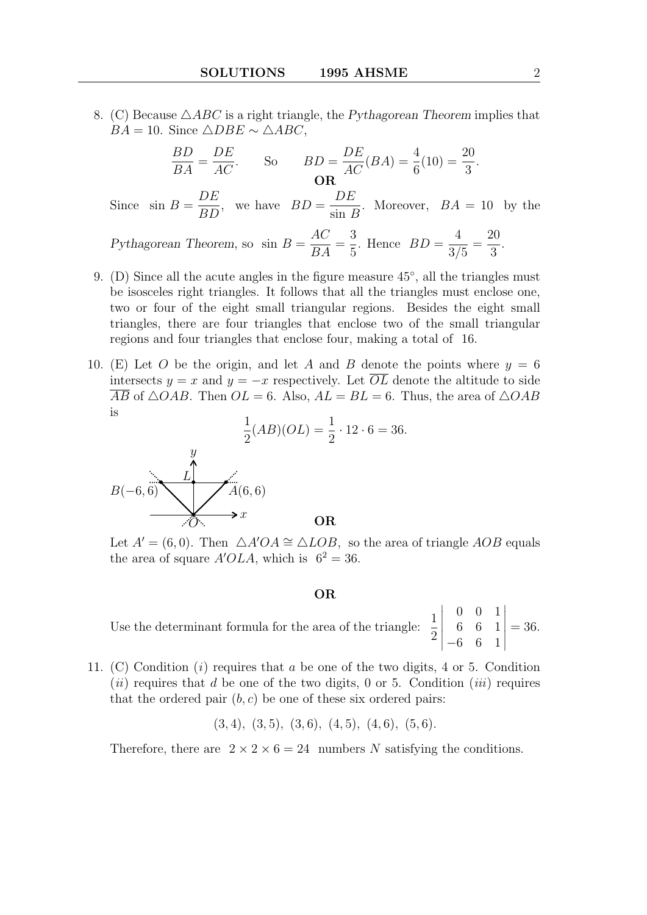8. (C) Because $\triangle ABC$ is a right triangle, the *Pythagorean Theorem* implies that $BA = 10$. Since $\triangle DBE \sim \triangle ABC$,

$$\frac{BD}{BA} = \frac{DE}{AC}. \qquad \text{So} \qquad BD = \frac{DE}{AC}(BA) = \frac{4}{6}(10) = \frac{20}{3}.$$

**OR**

Since $\sin B = \dfrac{DE}{BD}$, we have $BD = \dfrac{DE}{\sin B}$. Moreover, $BA = 10$ by the *Pythagorean Theorem*, so $\sin B = \dfrac{AC}{BA} = \dfrac{3}{5}$. Hence $BD = \dfrac{4}{3/5} = \dfrac{20}{3}$.

9. (D) Since all the acute angles in the figure measure $45^\circ$, all the triangles must be isosceles right triangles. It follows that all the triangles must enclose one, two or four of the eight small triangular regions. Besides the eight small triangles, there are four triangles that enclose two of the small triangular regions and four triangles that enclose four, making a total of 16.

10. (E) Let $O$ be the origin, and let $A$ and $B$ denote the points where $y = 6$ intersects $y = x$ and $y = -x$ respectively. Let $\overline{OL}$ denote the altitude to side $\overline{AB}$ of $\triangle OAB$. Then $OL = 6$. Also, $AL = BL = 6$. Thus, the area of $\triangle OAB$ is

$$\frac{1}{2}(AB)(OL) = \frac{1}{2} \cdot 12 \cdot 6 = 36.$$

**OR**

Let $A' = (6, 0)$. Then $\triangle A'OA \cong \triangle LOB$, so the area of triangle $AOB$ equals the area of square $A'OLA$, which is $6^2 = 36$.

**OR**

Use the determinant formula for the area of the triangle: $\dfrac{1}{2}\begin{vmatrix} 0 & 0 & 1 \\ 6 & 6 & 1 \\ -6 & 6 & 1 \end{vmatrix} = 36.$

11. (C) Condition $(i)$ requires that $a$ be one of the two digits, 4 or 5. Condition $(ii)$ requires that $d$ be one of the two digits, 0 or 5. Condition $(iii)$ requires that the ordered pair $(b, c)$ be one of these six ordered pairs:

$$(3, 4),\ (3, 5),\ (3, 6),\ (4, 5),\ (4, 6),\ (5, 6).$$

Therefore, there are $2 \times 2 \times 6 = 24$ numbers $N$ satisfying the conditions.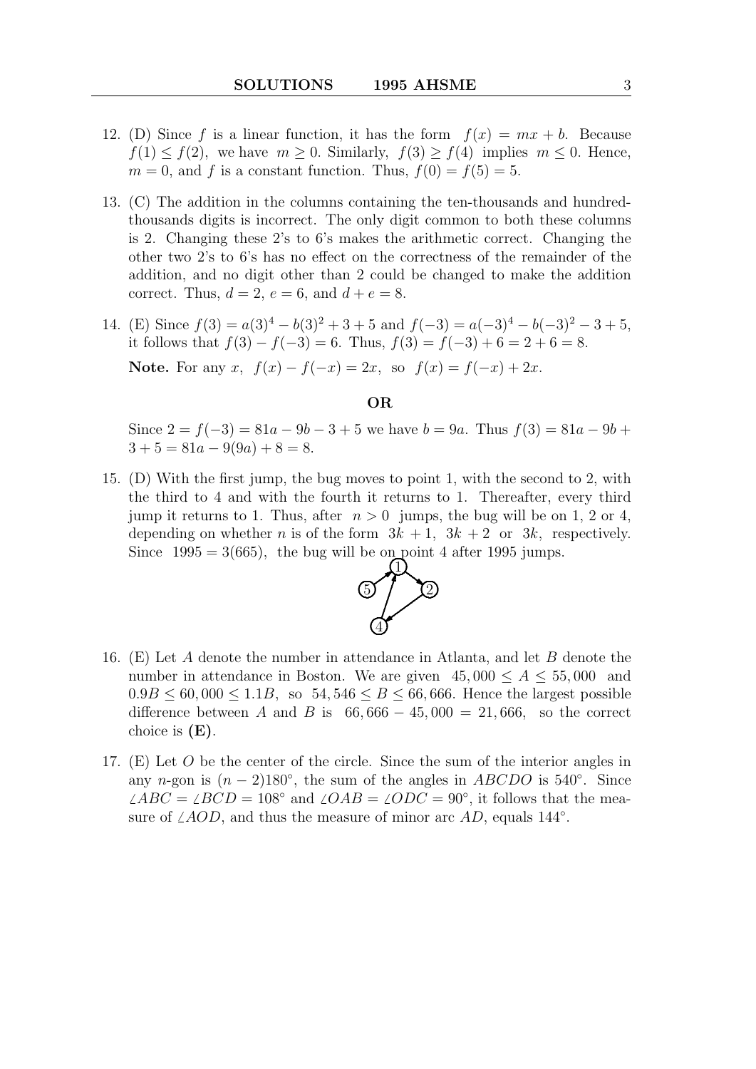12. (D) Since $f$ is a linear function, it has the form $f(x) = mx + b$. Because $f(1) \le f(2)$, we have $m \ge 0$. Similarly, $f(3) \ge f(4)$ implies $m \le 0$. Hence, $m = 0$, and $f$ is a constant function. Thus, $f(0) = f(5) = 5$.

13. (C) The addition in the columns containing the ten-thousands and hundred-thousands digits is incorrect. The only digit common to both these columns is 2. Changing these 2's to 6's makes the arithmetic correct. Changing the other two 2's to 6's has no effect on the correctness of the remainder of the addition, and no digit other than 2 could be changed to make the addition correct. Thus, $d = 2$, $e = 6$, and $d + e = 8$.

14. (E) Since $f(3) = a(3)^4 - b(3)^2 + 3 + 5$ and $f(-3) = a(-3)^4 - b(-3)^2 - 3 + 5$, it follows that $f(3) - f(-3) = 6$. Thus, $f(3) = f(-3) + 6 = 2 + 6 = 8$.

    **Note.** For any $x$, $f(x) - f(-x) = 2x$, so $f(x) = f(-x) + 2x$.

    **OR**

    Since $2 = f(-3) = 81a - 9b - 3 + 5$ we have $b = 9a$. Thus $f(3) = 81a - 9b + 3 + 5 = 81a - 9(9a) + 8 = 8$.

15. (D) With the first jump, the bug moves to point 1, with the second to 2, with the third to 4 and with the fourth it returns to 1. Thereafter, every third jump it returns to 1. Thus, after $n > 0$ jumps, the bug will be on 1, 2 or 4, depending on whether $n$ is of the form $3k + 1$, $3k + 2$ or $3k$, respectively. Since $1995 = 3(665)$, the bug will be on point 4 after 1995 jumps.

16. (E) Let $A$ denote the number in attendance in Atlanta, and let $B$ denote the number in attendance in Boston. We are given $45,000 \le A \le 55,000$ and $0.9B \le 60,000 \le 1.1B$, so $54,546 \le B \le 66,666$. Hence the largest possible difference between $A$ and $B$ is $66,666 - 45,000 = 21,666$, so the correct choice is **(E)**.

17. (E) Let $O$ be the center of the circle. Since the sum of the interior angles in any $n$-gon is $(n-2)180^\circ$, the sum of the angles in $ABCDO$ is $540^\circ$. Since $\angle ABC = \angle BCD = 108^\circ$ and $\angle OAB = \angle ODC = 90^\circ$, it follows that the measure of $\angle AOD$, and thus the measure of minor arc $AD$, equals $144^\circ$.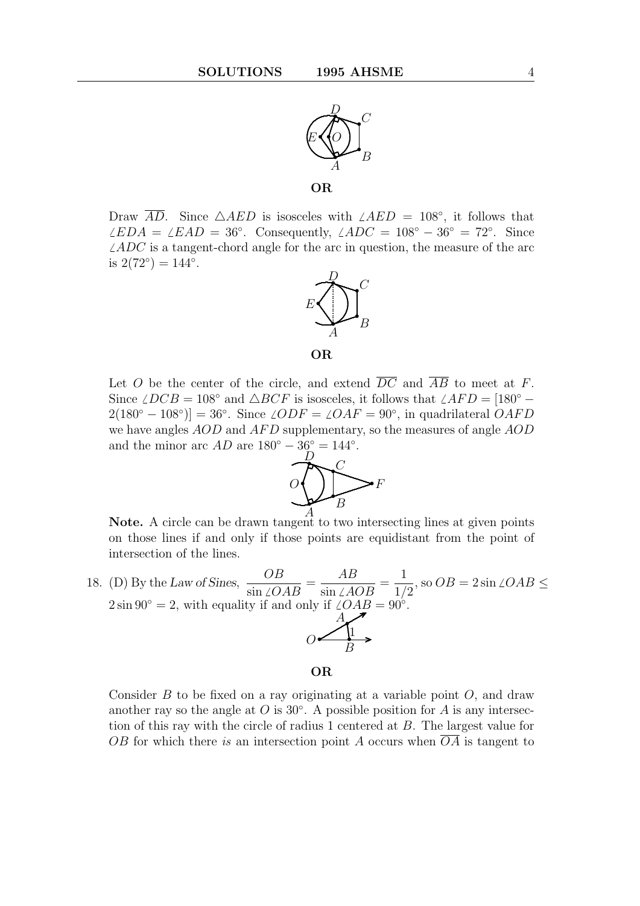**OR**

Draw $\overline{AD}$. Since $\triangle AED$ is isosceles with $\angle AED = 108^\circ$, it follows that $\angle EDA = \angle EAD = 36^\circ$. Consequently, $\angle ADC = 108^\circ - 36^\circ = 72^\circ$. Since $\angle ADC$ is a tangent-chord angle for the arc in question, the measure of the arc is $2(72^\circ) = 144^\circ$.

**OR**

Let $O$ be the center of the circle, and extend $\overline{DC}$ and $\overline{AB}$ to meet at $F$. Since $\angle DCB = 108^\circ$ and $\triangle BCF$ is isosceles, it follows that $\angle AFD = [180^\circ - 2(180^\circ - 108^\circ)] = 36^\circ$. Since $\angle ODF = \angle OAF = 90^\circ$, in quadrilateral $OAFD$ we have angles $AOD$ and $AFD$ supplementary, so the measures of angle $AOD$ and the minor arc $AD$ are $180^\circ - 36^\circ = 144^\circ$.

**Note.** A circle can be drawn tangent to two intersecting lines at given points on those lines if and only if those points are equidistant from the point of intersection of the lines.

18. (D) By the *Law of Sines*, $\dfrac{OB}{\sin\angle OAB} = \dfrac{AB}{\sin\angle AOB} = \dfrac{1}{1/2}$, so $OB = 2\sin\angle OAB \leq 2\sin 90^\circ = 2$, with equality if and only if $\angle OAB = 90^\circ$.

**OR**

Consider $B$ to be fixed on a ray originating at a variable point $O$, and draw another ray so the angle at $O$ is $30^\circ$. A possible position for $A$ is any intersection of this ray with the circle of radius 1 centered at $B$. The largest value for $OB$ for which there *is* an intersection point $A$ occurs when $\overline{OA}$ is tangent to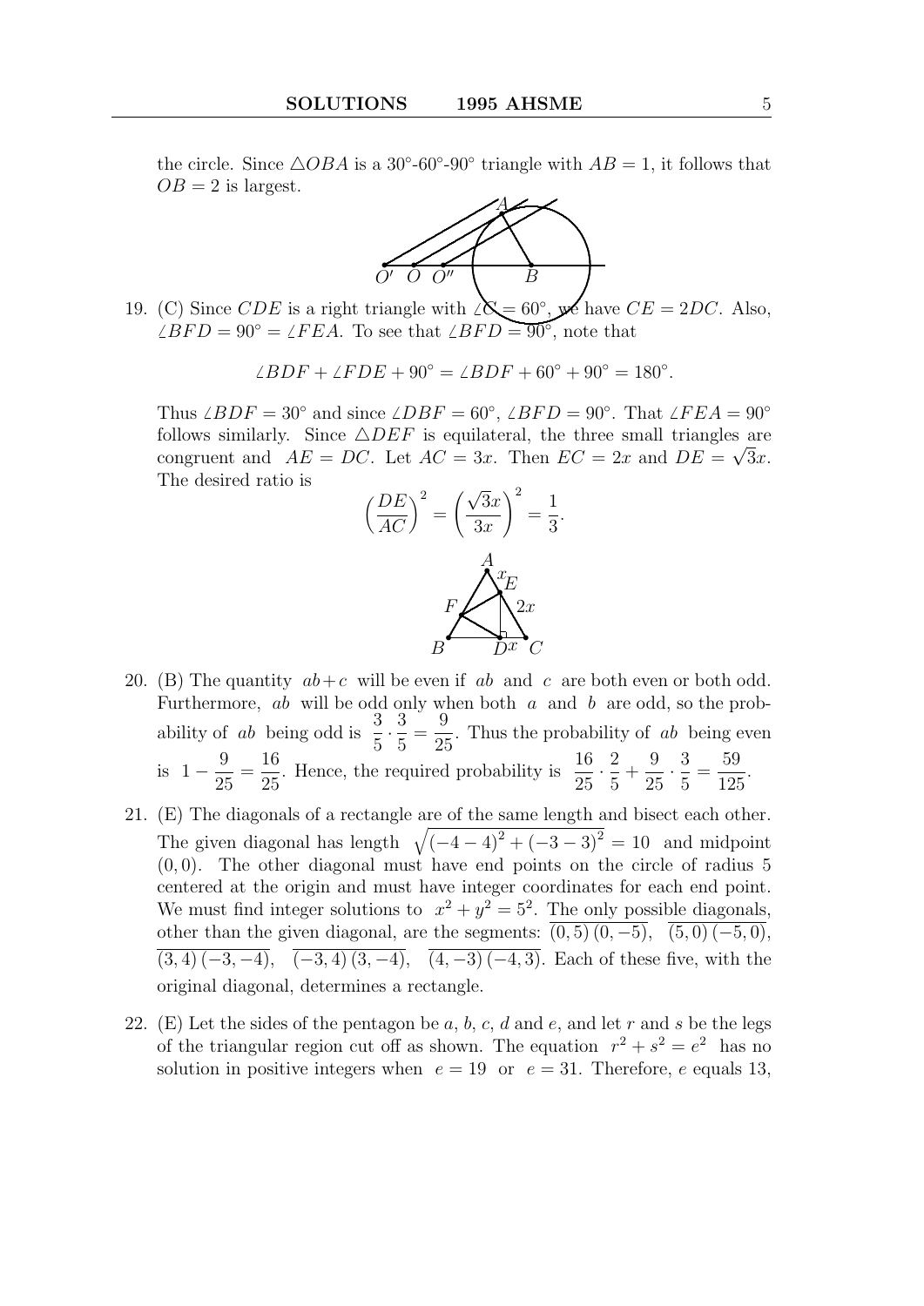the circle. Since $\triangle OBA$ is a 30°-60°-90° triangle with $AB = 1$, it follows that $OB = 2$ is largest.

19. (C) Since $CDE$ is a right triangle with $\angle C = 60°$, we have $CE = 2DC$. Also, $\angle BFD = 90° = \angle FEA$. To see that $\angle BFD = 90°$, note that

$$\angle BDF + \angle FDE + 90° = \angle BDF + 60° + 90° = 180°.$$

Thus $\angle BDF = 30°$ and since $\angle DBF = 60°$, $\angle BFD = 90°$. That $\angle FEA = 90°$ follows similarly. Since $\triangle DEF$ is equilateral, the three small triangles are congruent and $AE = DC$. Let $AC = 3x$. Then $EC = 2x$ and $DE = \sqrt{3}x$. The desired ratio is

$$\left(\frac{DE}{AC}\right)^2 = \left(\frac{\sqrt{3}x}{3x}\right)^2 = \frac{1}{3}.$$

20. (B) The quantity $ab + c$ will be even if $ab$ and $c$ are both even or both odd. Furthermore, $ab$ will be odd only when both $a$ and $b$ are odd, so the probability of $ab$ being odd is $\frac{3}{5} \cdot \frac{3}{5} = \frac{9}{25}$. Thus the probability of $ab$ being even is $1 - \frac{9}{25} = \frac{16}{25}$. Hence, the required probability is $\frac{16}{25} \cdot \frac{2}{5} + \frac{9}{25} \cdot \frac{3}{5} = \frac{59}{125}$.

21. (E) The diagonals of a rectangle are of the same length and bisect each other. The given diagonal has length $\sqrt{(-4-4)^2 + (-3-3)^2} = 10$ and midpoint $(0, 0)$. The other diagonal must have end points on the circle of radius 5 centered at the origin and must have integer coordinates for each end point. We must find integer solutions to $x^2 + y^2 = 5^2$. The only possible diagonals, other than the given diagonal, are the segments: $\overline{(0,5)\,(0,-5)}$, $\overline{(5,0)\,(-5,0)}$, $\overline{(3,4)\,(-3,-4)}$, $\overline{(-3,4)\,(3,-4)}$, $\overline{(4,-3)\,(-4,3)}$. Each of these five, with the original diagonal, determines a rectangle.

22. (E) Let the sides of the pentagon be $a$, $b$, $c$, $d$ and $e$, and let $r$ and $s$ be the legs of the triangular region cut off as shown. The equation $r^2 + s^2 = e^2$ has no solution in positive integers when $e = 19$ or $e = 31$. Therefore, $e$ equals 13,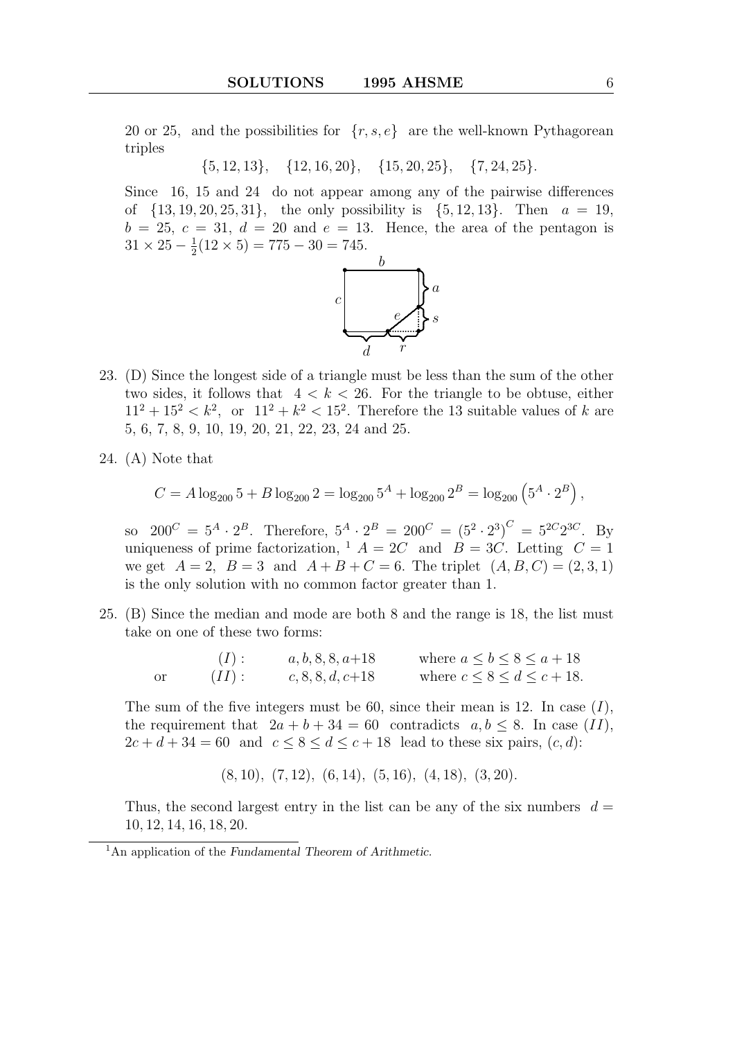20 or 25, and the possibilities for $\{r, s, e\}$ are the well-known Pythagorean triples

$$\{5, 12, 13\}, \quad \{12, 16, 20\}, \quad \{15, 20, 25\}, \quad \{7, 24, 25\}.$$

Since 16, 15 and 24 do not appear among any of the pairwise differences of $\{13, 19, 20, 25, 31\}$, the only possibility is $\{5, 12, 13\}$. Then $a = 19$, $b = 25$, $c = 31$, $d = 20$ and $e = 13$. Hence, the area of the pentagon is $31 \times 25 - \frac{1}{2}(12 \times 5) = 775 - 30 = 745$.

23. (D) Since the longest side of a triangle must be less than the sum of the other two sides, it follows that $4 < k < 26$. For the triangle to be obtuse, either $11^2 + 15^2 < k^2$, or $11^2 + k^2 < 15^2$. Therefore the 13 suitable values of $k$ are 5, 6, 7, 8, 9, 10, 19, 20, 21, 22, 23, 24 and 25.

24. (A) Note that

$$C = A \log_{200} 5 + B \log_{200} 2 = \log_{200} 5^A + \log_{200} 2^B = \log_{200} \left(5^A \cdot 2^B\right),$$

so $200^C = 5^A \cdot 2^B$. Therefore, $5^A \cdot 2^B = 200^C = (5^2 \cdot 2^3)^C = 5^{2C} 2^{3C}$. By uniqueness of prime factorization, [1] $A = 2C$ and $B = 3C$. Letting $C = 1$ we get $A = 2$, $B = 3$ and $A + B + C = 6$. The triplet $(A, B, C) = (2, 3, 1)$ is the only solution with no common factor greater than 1.

25. (B) Since the median and mode are both 8 and the range is 18, the list must take on one of these two forms:

$$(I): \quad a, b, 8, 8, a{+}18 \quad \text{where } a \le b \le 8 \le a + 18$$

$$\text{or} \quad (II): \quad c, 8, 8, d, c{+}18 \quad \text{where } c \le 8 \le d \le c + 18.$$

The sum of the five integers must be 60, since their mean is 12. In case $(I)$, the requirement that $2a + b + 34 = 60$ contradicts $a, b \le 8$. In case $(II)$, $2c + d + 34 = 60$ and $c \le 8 \le d \le c + 18$ lead to these six pairs, $(c, d)$:

$$(8, 10),\ (7, 12),\ (6, 14),\ (5, 16),\ (4, 18),\ (3, 20).$$

Thus, the second largest entry in the list can be any of the six numbers $d = 10, 12, 14, 16, 18, 20$.

[1] An application of the *Fundamental Theorem of Arithmetic.*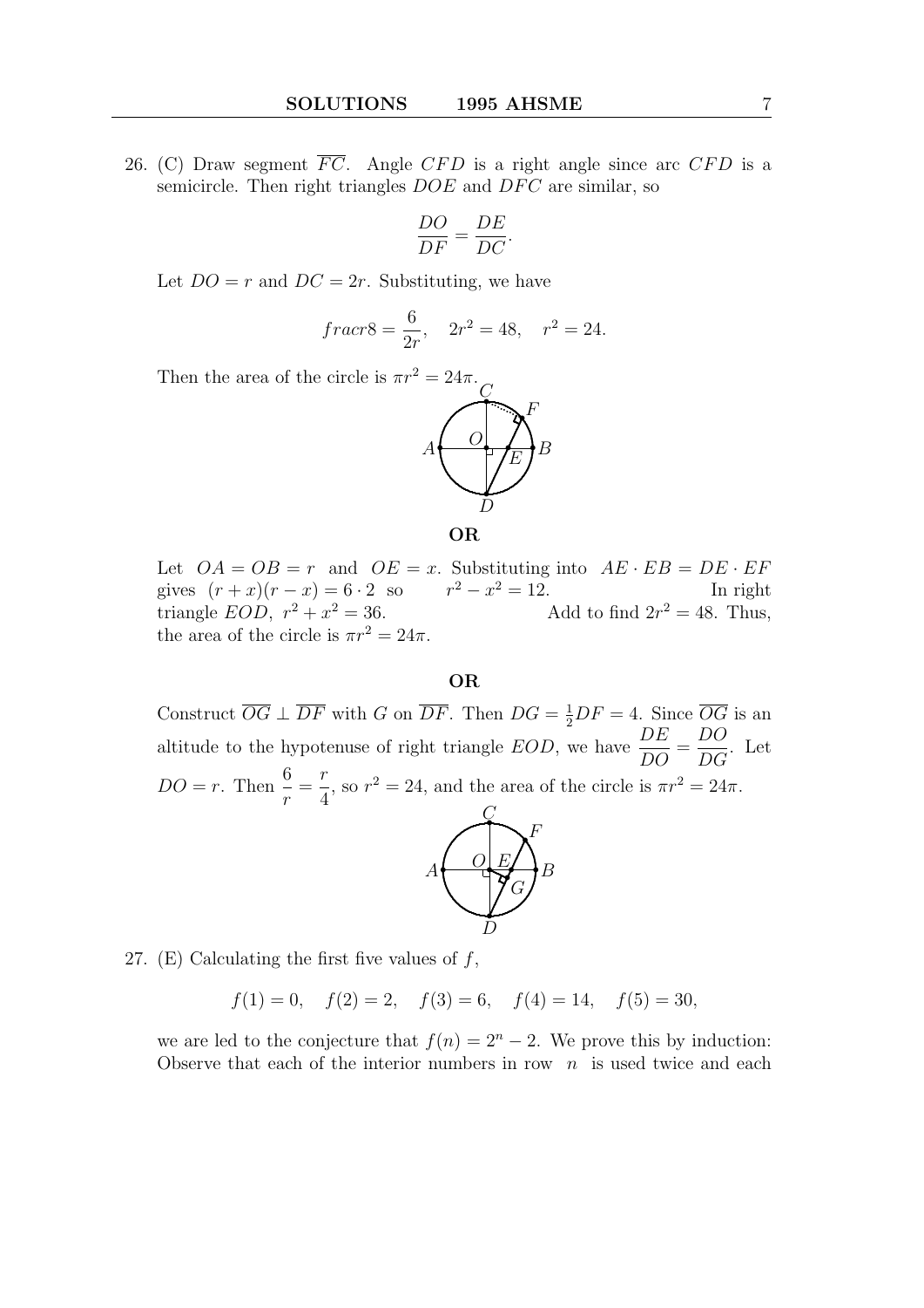26. (C) Draw segment $\overline{FC}$. Angle $CFD$ is a right angle since arc $CFD$ is a semicircle. Then right triangles $DOE$ and $DFC$ are similar, so

$$\frac{DO}{DF} = \frac{DE}{DC}.$$

Let $DO = r$ and $DC = 2r$. Substituting, we have

$$fracr8 = \frac{6}{2r}, \quad 2r^2 = 48, \quad r^2 = 24.$$

Then the area of the circle is $\pi r^2 = 24\pi$.

**OR**

Let $OA = OB = r$ and $OE = x$. Substituting into $AE \cdot EB = DE \cdot EF$ gives $(r + x)(r - x) = 6 \cdot 2$ so $r^2 - x^2 = 12$. In right triangle $EOD$, $r^2 + x^2 = 36$. Add to find $2r^2 = 48$. Thus, the area of the circle is $\pi r^2 = 24\pi$.

**OR**

Construct $\overline{OG} \perp \overline{DF}$ with $G$ on $\overline{DF}$. Then $DG = \frac{1}{2}DF = 4$. Since $\overline{OG}$ is an altitude to the hypotenuse of right triangle $EOD$, we have $\dfrac{DE}{DO} = \dfrac{DO}{DG}$. Let $DO = r$. Then $\dfrac{6}{r} = \dfrac{r}{4}$, so $r^2 = 24$, and the area of the circle is $\pi r^2 = 24\pi$.

27. (E) Calculating the first five values of $f$,

$$f(1) = 0, \quad f(2) = 2, \quad f(3) = 6, \quad f(4) = 14, \quad f(5) = 30,$$

we are led to the conjecture that $f(n) = 2^n - 2$. We prove this by induction: Observe that each of the interior numbers in row $n$ is used twice and each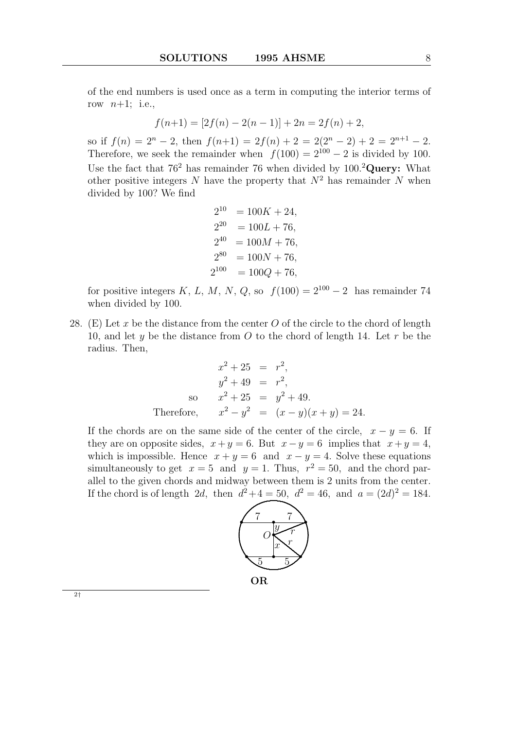of the end numbers is used once as a term in computing the interior terms of row $n+1$; i.e.,

$$f(n+1) = [2f(n) - 2(n-1)] + 2n = 2f(n) + 2,$$

so if $f(n) = 2^n - 2$, then $f(n+1) = 2f(n) + 2 = 2(2^n - 2) + 2 = 2^{n+1} - 2$. Therefore, we seek the remainder when $f(100) = 2^{100} - 2$ is divided by 100. Use the fact that $76^2$ has remainder 76 when divided by 100.[2] **Query:** What other positive integers $N$ have the property that $N^2$ has remainder $N$ when divided by 100? We find

$$\begin{aligned}
2^{10} &= 100K + 24, \\
2^{20} &= 100L + 76, \\
2^{40} &= 100M + 76, \\
2^{80} &= 100N + 76, \\
2^{100} &= 100Q + 76,
\end{aligned}$$

for positive integers $K$, $L$, $M$, $N$, $Q$, so $f(100) = 2^{100} - 2$ has remainder 74 when divided by 100.

28. (E) Let $x$ be the distance from the center $O$ of the circle to the chord of length 10, and let $y$ be the distance from $O$ to the chord of length 14. Let $r$ be the radius. Then,

$$\begin{aligned}
x^2 + 25 &= r^2, \\
y^2 + 49 &= r^2, \\
\text{so} \quad x^2 + 25 &= y^2 + 49. \\
\text{Therefore,} \quad x^2 - y^2 &= (x-y)(x+y) = 24.
\end{aligned}$$

If the chords are on the same side of the center of the circle, $x - y = 6$. If they are on opposite sides, $x + y = 6$. But $x - y = 6$ implies that $x + y = 4$, which is impossible. Hence $x + y = 6$ and $x - y = 4$. Solve these equations simultaneously to get $x = 5$ and $y = 1$. Thus, $r^2 = 50$, and the chord parallel to the given chords and midway between them is 2 units from the center. If the chord is of length $2d$, then $d^2 + 4 = 50$, $d^2 = 46$, and $a = (2d)^2 = 184$.

**OR**

---

[2] †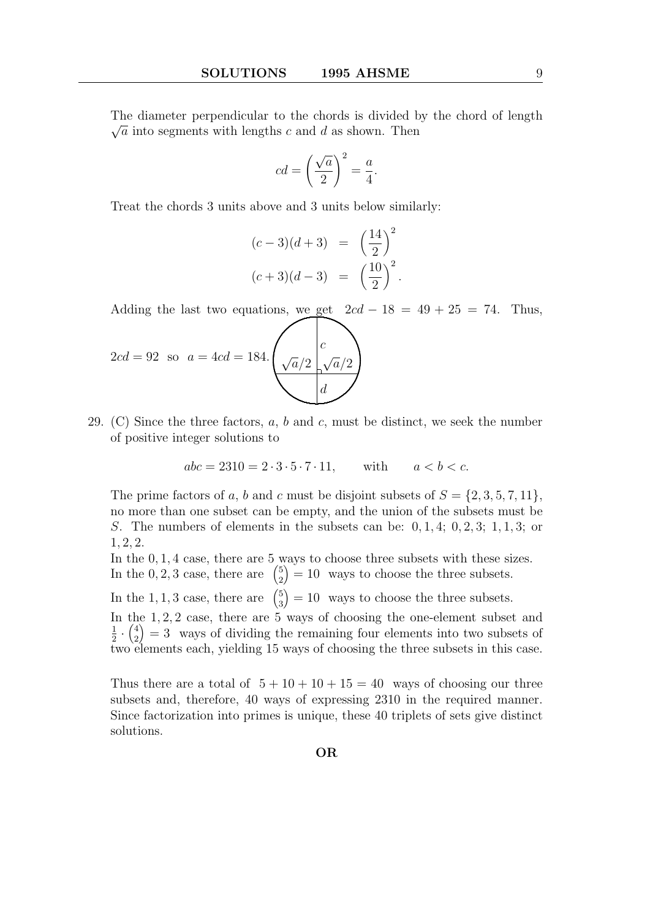The diameter perpendicular to the chords is divided by the chord of length $\sqrt{a}$ into segments with lengths $c$ and $d$ as shown. Then

$$cd = \left(\frac{\sqrt{a}}{2}\right)^2 = \frac{a}{4}.$$

Treat the chords 3 units above and 3 units below similarly:

$$\begin{aligned}(c-3)(d+3) &= \left(\frac{14}{2}\right)^2 \\ (c+3)(d-3) &= \left(\frac{10}{2}\right)^2.\end{aligned}$$

Adding the last two equations, we get $2cd - 18 = 49 + 25 = 74$. Thus, $2cd = 92$ so $a = 4cd = 184$.

29. (C) Since the three factors, $a$, $b$ and $c$, must be distinct, we seek the number of positive integer solutions to

$$abc = 2310 = 2 \cdot 3 \cdot 5 \cdot 7 \cdot 11, \qquad \text{with} \qquad a < b < c.$$

The prime factors of $a$, $b$ and $c$ must be disjoint subsets of $S = \{2, 3, 5, 7, 11\}$, no more than one subset can be empty, and the union of the subsets must be $S$. The numbers of elements in the subsets can be: $0, 1, 4$; $0, 2, 3$; $1, 1, 3$; or $1, 2, 2$.

In the $0, 1, 4$ case, there are 5 ways to choose three subsets with these sizes.
In the $0, 2, 3$ case, there are $\binom{5}{2} = 10$ ways to choose the three subsets.

In the $1, 1, 3$ case, there are $\binom{5}{3} = 10$ ways to choose the three subsets.

In the $1, 2, 2$ case, there are 5 ways of choosing the one-element subset and $\frac{1}{2} \cdot \binom{4}{2} = 3$ ways of dividing the remaining four elements into two subsets of two elements each, yielding 15 ways of choosing the three subsets in this case.

Thus there are a total of $5 + 10 + 10 + 15 = 40$ ways of choosing our three subsets and, therefore, 40 ways of expressing 2310 in the required manner. Since factorization into primes is unique, these 40 triplets of sets give distinct solutions.

**OR**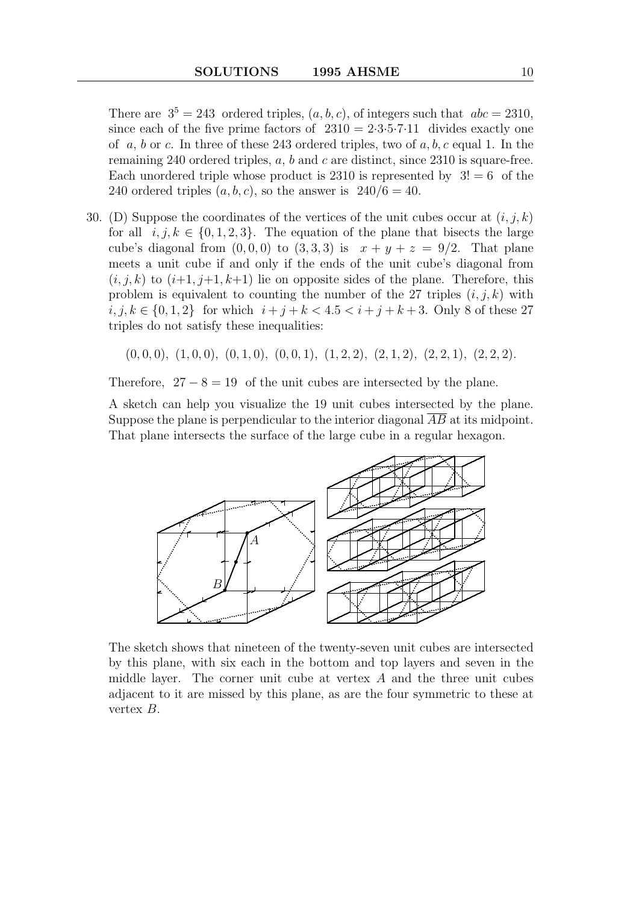There are $3^5 = 243$ ordered triples, $(a, b, c)$, of integers such that $abc = 2310$, since each of the five prime factors of $2310 = 2{\cdot}3{\cdot}5{\cdot}7{\cdot}11$ divides exactly one of $a$, $b$ or $c$. In three of these 243 ordered triples, two of $a, b, c$ equal 1. In the remaining 240 ordered triples, $a$, $b$ and $c$ are distinct, since 2310 is square-free. Each unordered triple whose product is 2310 is represented by $3! = 6$ of the 240 ordered triples $(a, b, c)$, so the answer is $240/6 = 40$.

30. (D) Suppose the coordinates of the vertices of the unit cubes occur at $(i, j, k)$ for all $i, j, k \in \{0, 1, 2, 3\}$. The equation of the plane that bisects the large cube's diagonal from $(0, 0, 0)$ to $(3, 3, 3)$ is $x + y + z = 9/2$. That plane meets a unit cube if and only if the ends of the unit cube's diagonal from $(i, j, k)$ to $(i{+}1, j{+}1, k{+}1)$ lie on opposite sides of the plane. Therefore, this problem is equivalent to counting the number of the 27 triples $(i, j, k)$ with $i, j, k \in \{0, 1, 2\}$ for which $i + j + k < 4.5 < i + j + k + 3$. Only 8 of these 27 triples do not satisfy these inequalities:

$$(0, 0, 0),\ (1, 0, 0),\ (0, 1, 0),\ (0, 0, 1),\ (1, 2, 2),\ (2, 1, 2),\ (2, 2, 1),\ (2, 2, 2).$$

Therefore, $27 - 8 = 19$ of the unit cubes are intersected by the plane.

A sketch can help you visualize the 19 unit cubes intersected by the plane. Suppose the plane is perpendicular to the interior diagonal $\overline{AB}$ at its midpoint. That plane intersects the surface of the large cube in a regular hexagon.

A

B

The sketch shows that nineteen of the twenty-seven unit cubes are intersected by this plane, with six each in the bottom and top layers and seven in the middle layer. The corner unit cube at vertex $A$ and the three unit cubes adjacent to it are missed by this plane, as are the four symmetric to these at vertex $B$.